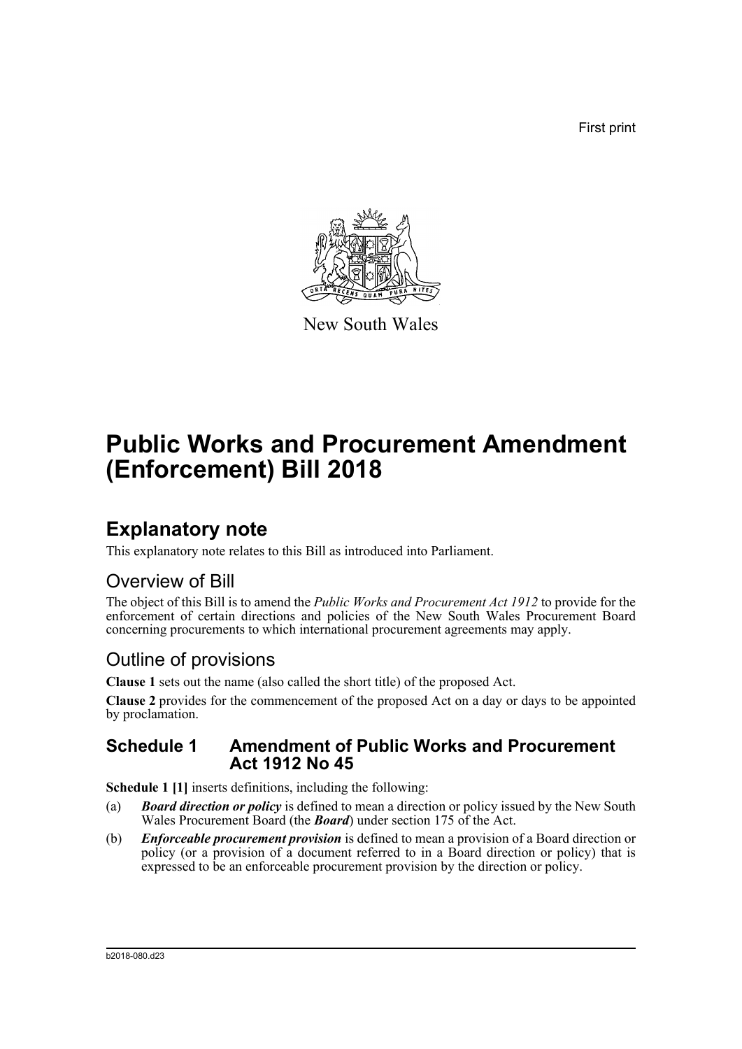First print

New South Wales

# Public Works and Procurement Amendment (Enforcement) Bill 2018

## Explanatory note

This explanatory note relates to this Bill as introduced into Parliament.

### Overview of Bill

The object of this Bill is to amend the *Public Works and Procurement Act 1912* to provide for the enforcement of certain directions and policies of the New South Wales Procurement Board concerning procurements to which international procurement agreements may apply.

### Outline of provisions

**Clause 1** sets out the name (also called the short title) of the proposed Act.

**Clause 2** provides for the commencement of the proposed Act on a day or days to be appointed by proclamation.

### Schedule 1 Amendment of Public Works and Procurement Act 1912 No 45

**Schedule 1 [1]** inserts definitions, including the following:

(a) ***Board direction or policy*** is defined to mean a direction or policy issued by the New South Wales Procurement Board (the ***Board***) under section 175 of the Act.

(b) ***Enforceable procurement provision*** is defined to mean a provision of a Board direction or policy (or a provision of a document referred to in a Board direction or policy) that is expressed to be an enforceable procurement provision by the direction or policy.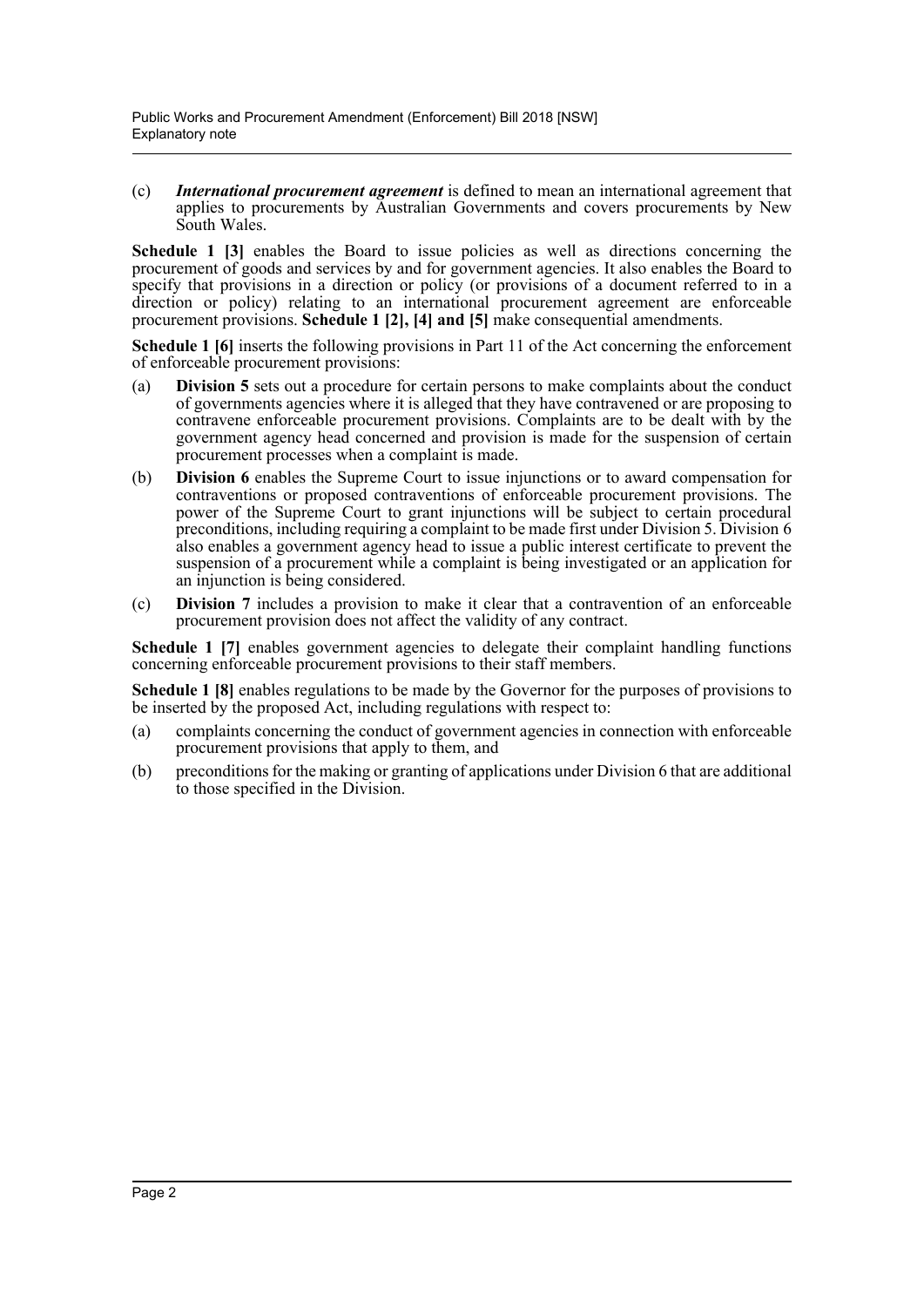(c) ***International procurement agreement*** is defined to mean an international agreement that applies to procurements by Australian Governments and covers procurements by New South Wales.

**Schedule 1 [3]** enables the Board to issue policies as well as directions concerning the procurement of goods and services by and for government agencies. It also enables the Board to specify that provisions in a direction or policy (or provisions of a document referred to in a direction or policy) relating to an international procurement agreement are enforceable procurement provisions. **Schedule 1 [2], [4] and [5]** make consequential amendments.

**Schedule 1 [6]** inserts the following provisions in Part 11 of the Act concerning the enforcement of enforceable procurement provisions:

(a) **Division 5** sets out a procedure for certain persons to make complaints about the conduct of governments agencies where it is alleged that they have contravened or are proposing to contravene enforceable procurement provisions. Complaints are to be dealt with by the government agency head concerned and provision is made for the suspension of certain procurement processes when a complaint is made.

(b) **Division 6** enables the Supreme Court to issue injunctions or to award compensation for contraventions or proposed contraventions of enforceable procurement provisions. The power of the Supreme Court to grant injunctions will be subject to certain procedural preconditions, including requiring a complaint to be made first under Division 5. Division 6 also enables a government agency head to issue a public interest certificate to prevent the suspension of a procurement while a complaint is being investigated or an application for an injunction is being considered.

(c) **Division 7** includes a provision to make it clear that a contravention of an enforceable procurement provision does not affect the validity of any contract.

**Schedule 1 [7]** enables government agencies to delegate their complaint handling functions concerning enforceable procurement provisions to their staff members.

**Schedule 1 [8]** enables regulations to be made by the Governor for the purposes of provisions to be inserted by the proposed Act, including regulations with respect to:

(a) complaints concerning the conduct of government agencies in connection with enforceable procurement provisions that apply to them, and

(b) preconditions for the making or granting of applications under Division 6 that are additional to those specified in the Division.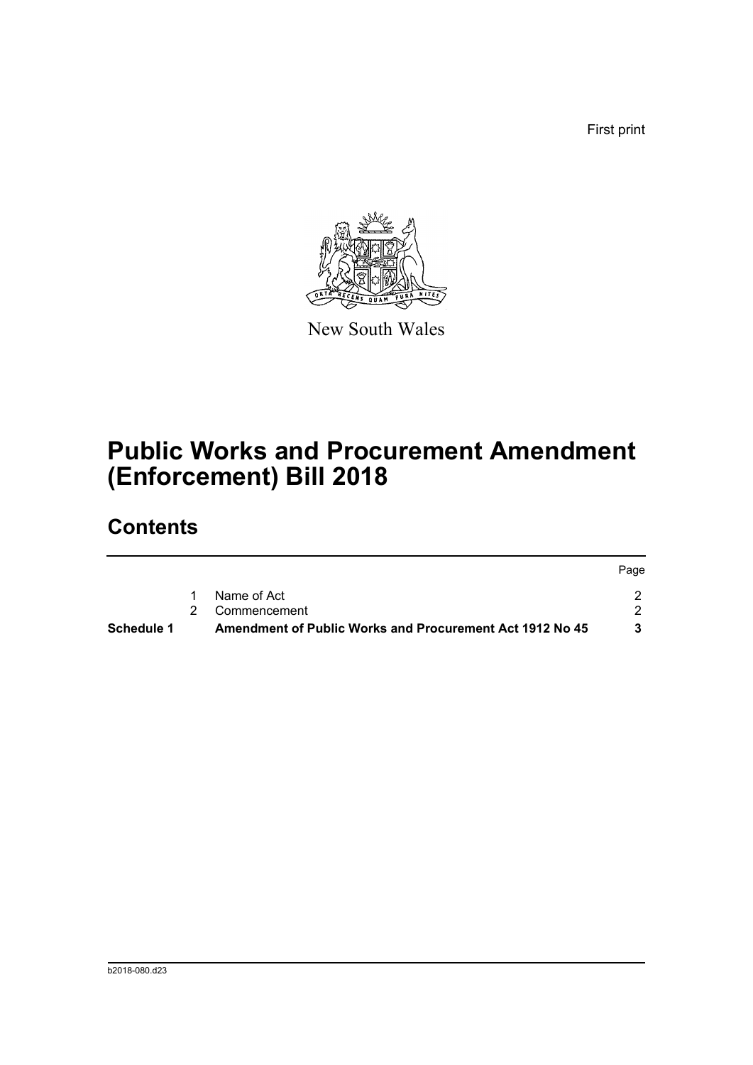First print

New South Wales

# Public Works and Procurement Amendment (Enforcement) Bill 2018

## Contents

| | | | Page |
|---|---|---|---|
| | 1 | Name of Act | 2 |
| | 2 | Commencement | 2 |
| **Schedule 1** | | **Amendment of Public Works and Procurement Act 1912 No 45** | **3** |

b2018-080.d23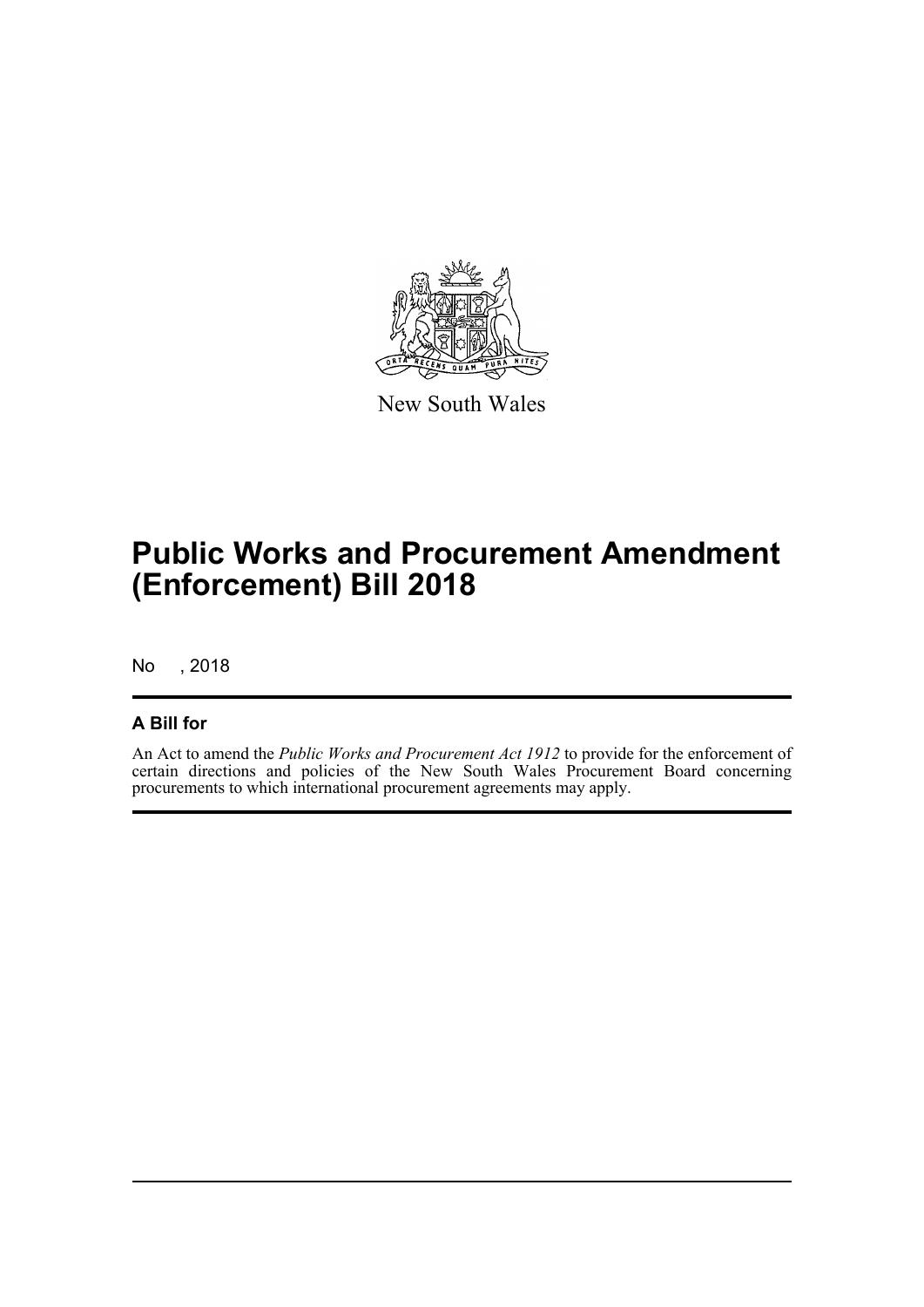New South Wales

# Public Works and Procurement Amendment (Enforcement) Bill 2018

No , 2018

## A Bill for

An Act to amend the *Public Works and Procurement Act 1912* to provide for the enforcement of certain directions and policies of the New South Wales Procurement Board concerning procurements to which international procurement agreements may apply.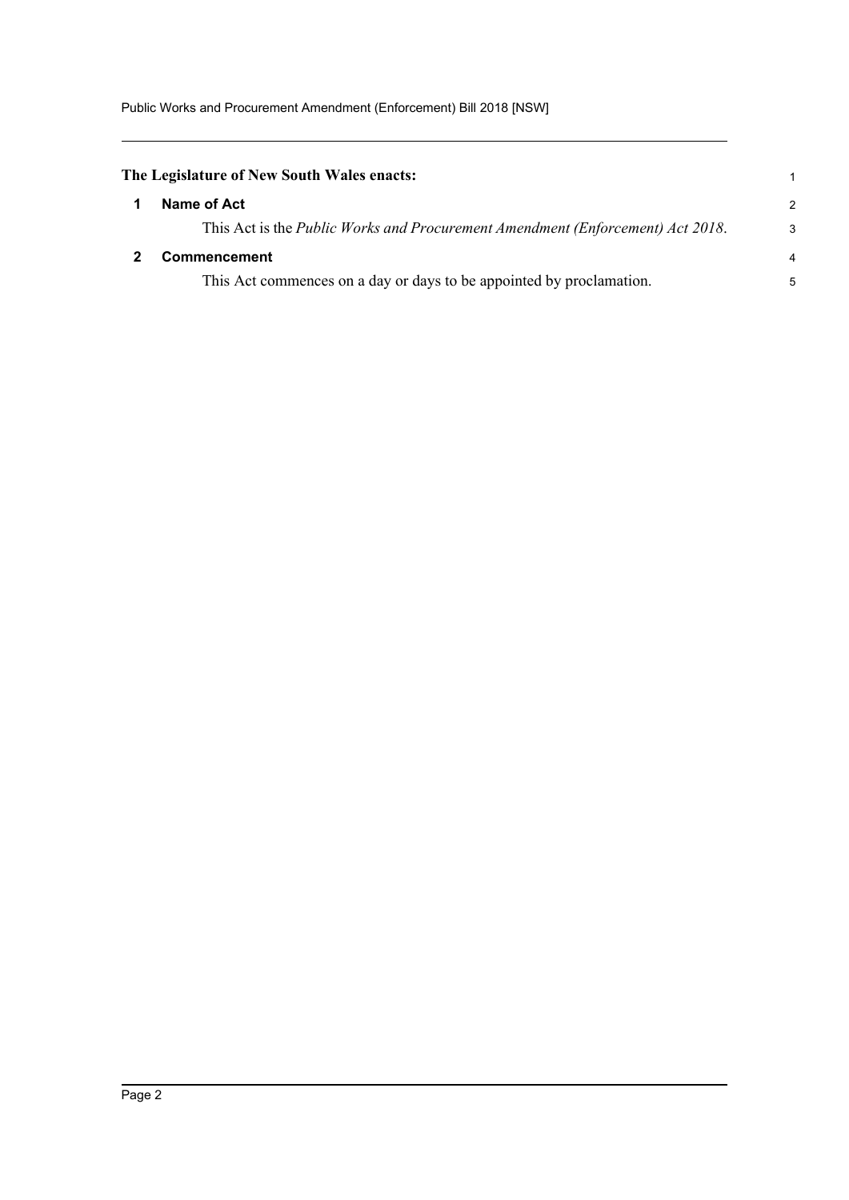**The Legislature of New South Wales enacts:**

## 1 Name of Act

This Act is the *Public Works and Procurement Amendment (Enforcement) Act 2018*.

## 2 Commencement

This Act commences on a day or days to be appointed by proclamation.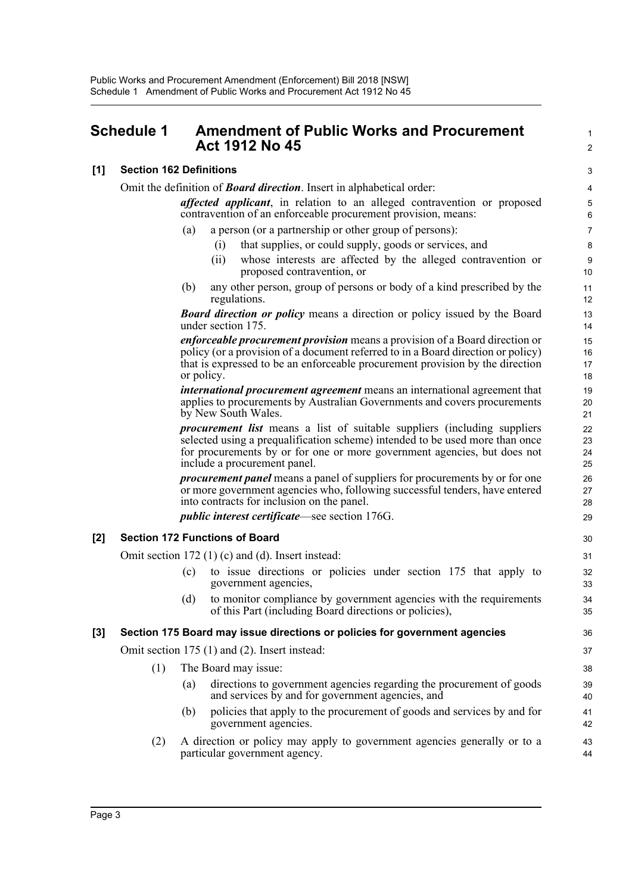## Schedule 1 Amendment of Public Works and Procurement Act 1912 No 45

### [1] Section 162 Definitions

Omit the definition of ***Board direction***. Insert in alphabetical order:

> ***affected applicant***, in relation to an alleged contravention or proposed contravention of an enforceable procurement provision, means:
>
> (a) a person (or a partnership or other group of persons):
>
> (i) that supplies, or could supply, goods or services, and
>
> (ii) whose interests are affected by the alleged contravention or proposed contravention, or
>
> (b) any other person, group of persons or body of a kind prescribed by the regulations.
>
> ***Board direction or policy*** means a direction or policy issued by the Board under section 175.
>
> ***enforceable procurement provision*** means a provision of a Board direction or policy (or a provision of a document referred to in a Board direction or policy) that is expressed to be an enforceable procurement provision by the direction or policy.
>
> ***international procurement agreement*** means an international agreement that applies to procurements by Australian Governments and covers procurements by New South Wales.
>
> ***procurement list*** means a list of suitable suppliers (including suppliers selected using a prequalification scheme) intended to be used more than once for procurements by or for one or more government agencies, but does not include a procurement panel.
>
> ***procurement panel*** means a panel of suppliers for procurements by or for one or more government agencies who, following successful tenders, have entered into contracts for inclusion on the panel.
>
> ***public interest certificate***—see section 176G.

### [2] Section 172 Functions of Board

Omit section 172 (1) (c) and (d). Insert instead:

> (c) to issue directions or policies under section 175 that apply to government agencies,
>
> (d) to monitor compliance by government agencies with the requirements of this Part (including Board directions or policies),

### [3] Section 175 Board may issue directions or policies for government agencies

Omit section 175 (1) and (2). Insert instead:

> (1) The Board may issue:
>
> (a) directions to government agencies regarding the procurement of goods and services by and for government agencies, and
>
> (b) policies that apply to the procurement of goods and services by and for government agencies.
>
> (2) A direction or policy may apply to government agencies generally or to a particular government agency.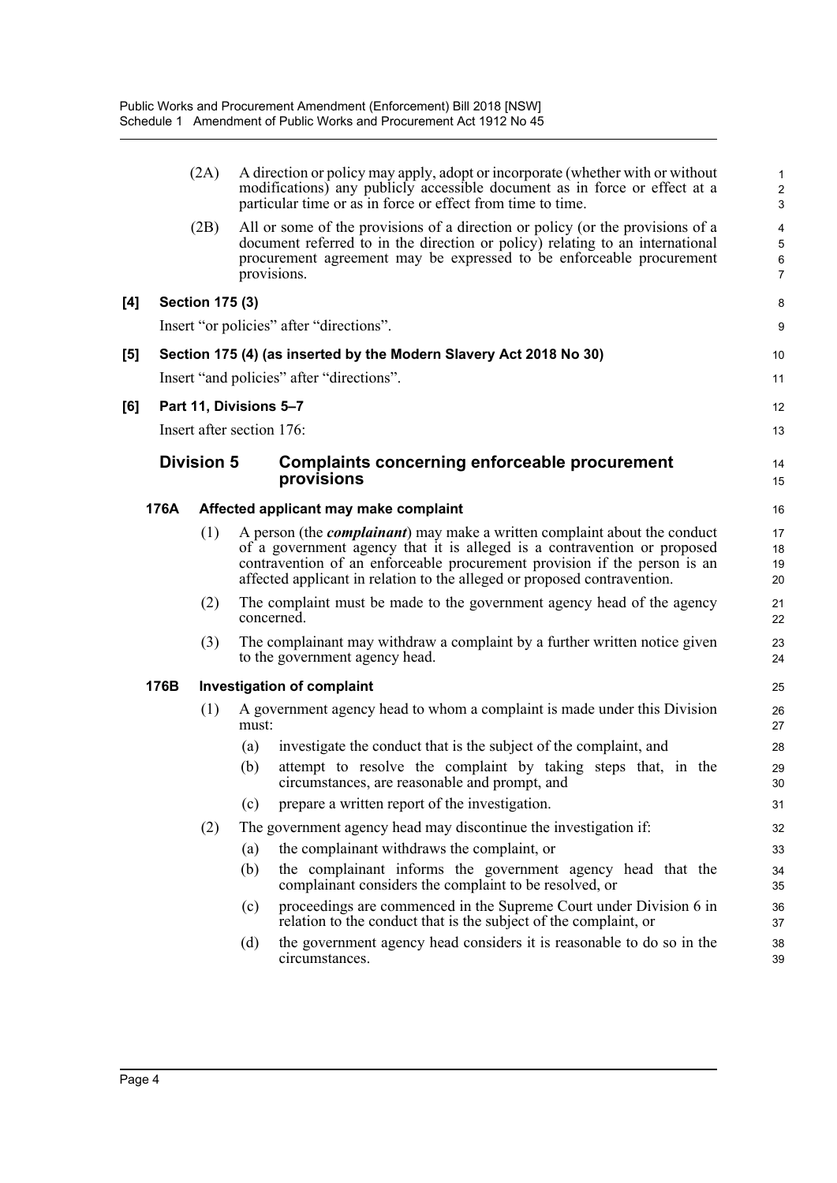(2A) A direction or policy may apply, adopt or incorporate (whether with or without modifications) any publicly accessible document as in force or effect at a particular time or as in force or effect from time to time.

(2B) All or some of the provisions of a direction or policy (or the provisions of a document referred to in the direction or policy) relating to an international procurement agreement may be expressed to be enforceable procurement provisions.

**[4] Section 175 (3)**

Insert "or policies" after "directions".

**[5] Section 175 (4) (as inserted by the Modern Slavery Act 2018 No 30)**

Insert "and policies" after "directions".

**[6] Part 11, Divisions 5–7**

Insert after section 176:

## Division 5 Complaints concerning enforceable procurement provisions

### 176A Affected applicant may make complaint

(1) A person (the ***complainant***) may make a written complaint about the conduct of a government agency that it is alleged is a contravention or proposed contravention of an enforceable procurement provision if the person is an affected applicant in relation to the alleged or proposed contravention.

(2) The complaint must be made to the government agency head of the agency concerned.

(3) The complainant may withdraw a complaint by a further written notice given to the government agency head.

### 176B Investigation of complaint

(1) A government agency head to whom a complaint is made under this Division must:

- (a) investigate the conduct that is the subject of the complaint, and
- (b) attempt to resolve the complaint by taking steps that, in the circumstances, are reasonable and prompt, and
- (c) prepare a written report of the investigation.

(2) The government agency head may discontinue the investigation if:

- (a) the complainant withdraws the complaint, or
- (b) the complainant informs the government agency head that the complainant considers the complaint to be resolved, or
- (c) proceedings are commenced in the Supreme Court under Division 6 in relation to the conduct that is the subject of the complaint, or
- (d) the government agency head considers it is reasonable to do so in the circumstances.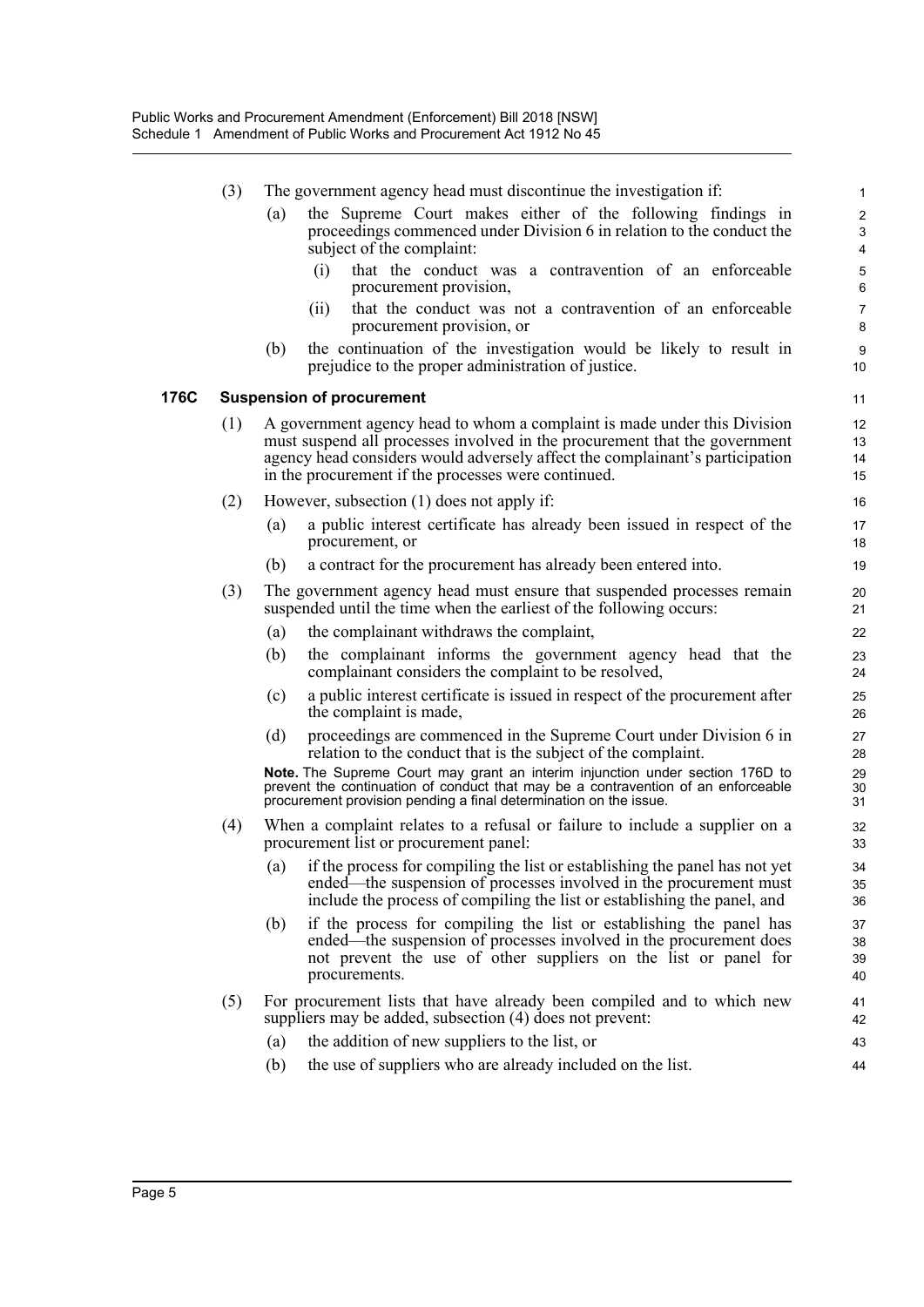(3) The government agency head must discontinue the investigation if:

(a) the Supreme Court makes either of the following findings in proceedings commenced under Division 6 in relation to the conduct the subject of the complaint:

(i) that the conduct was a contravention of an enforceable procurement provision,

(ii) that the conduct was not a contravention of an enforceable procurement provision, or

(b) the continuation of the investigation would be likely to result in prejudice to the proper administration of justice.

**176C Suspension of procurement**

(1) A government agency head to whom a complaint is made under this Division must suspend all processes involved in the procurement that the government agency head considers would adversely affect the complainant's participation in the procurement if the processes were continued.

(2) However, subsection (1) does not apply if:

(a) a public interest certificate has already been issued in respect of the procurement, or

(b) a contract for the procurement has already been entered into.

(3) The government agency head must ensure that suspended processes remain suspended until the time when the earliest of the following occurs:

(a) the complainant withdraws the complaint,

(b) the complainant informs the government agency head that the complainant considers the complaint to be resolved,

(c) a public interest certificate is issued in respect of the procurement after the complaint is made,

(d) proceedings are commenced in the Supreme Court under Division 6 in relation to the conduct that is the subject of the complaint.

**Note.** The Supreme Court may grant an interim injunction under section 176D to prevent the continuation of conduct that may be a contravention of an enforceable procurement provision pending a final determination on the issue.

(4) When a complaint relates to a refusal or failure to include a supplier on a procurement list or procurement panel:

(a) if the process for compiling the list or establishing the panel has not yet ended—the suspension of processes involved in the procurement must include the process of compiling the list or establishing the panel, and

(b) if the process for compiling the list or establishing the panel has ended—the suspension of processes involved in the procurement does not prevent the use of other suppliers on the list or panel for procurements.

(5) For procurement lists that have already been compiled and to which new suppliers may be added, subsection (4) does not prevent:

(a) the addition of new suppliers to the list, or

(b) the use of suppliers who are already included on the list.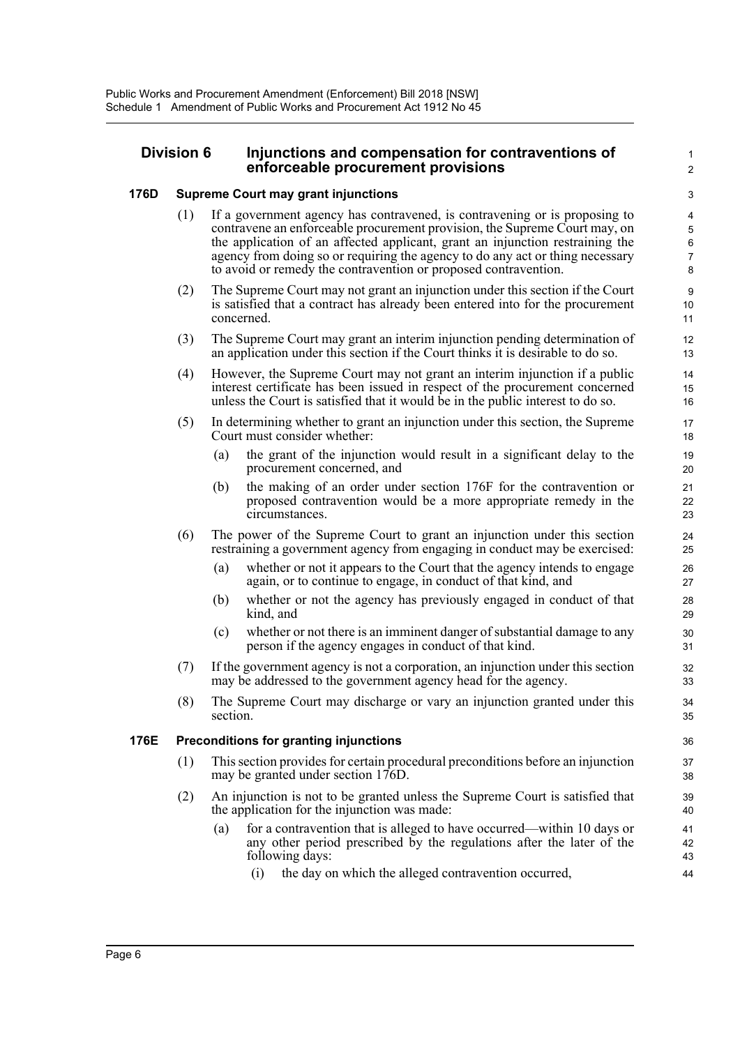## Division 6 Injunctions and compensation for contraventions of enforceable procurement provisions

### 176D Supreme Court may grant injunctions

(1) If a government agency has contravened, is contravening or is proposing to contravene an enforceable procurement provision, the Supreme Court may, on the application of an affected applicant, grant an injunction restraining the agency from doing so or requiring the agency to do any act or thing necessary to avoid or remedy the contravention or proposed contravention.

(2) The Supreme Court may not grant an injunction under this section if the Court is satisfied that a contract has already been entered into for the procurement concerned.

(3) The Supreme Court may grant an interim injunction pending determination of an application under this section if the Court thinks it is desirable to do so.

(4) However, the Supreme Court may not grant an interim injunction if a public interest certificate has been issued in respect of the procurement concerned unless the Court is satisfied that it would be in the public interest to do so.

(5) In determining whether to grant an injunction under this section, the Supreme Court must consider whether:

- (a) the grant of the injunction would result in a significant delay to the procurement concerned, and
- (b) the making of an order under section 176F for the contravention or proposed contravention would be a more appropriate remedy in the circumstances.

(6) The power of the Supreme Court to grant an injunction under this section restraining a government agency from engaging in conduct may be exercised:

- (a) whether or not it appears to the Court that the agency intends to engage again, or to continue to engage, in conduct of that kind, and
- (b) whether or not the agency has previously engaged in conduct of that kind, and
- (c) whether or not there is an imminent danger of substantial damage to any person if the agency engages in conduct of that kind.

(7) If the government agency is not a corporation, an injunction under this section may be addressed to the government agency head for the agency.

(8) The Supreme Court may discharge or vary an injunction granted under this section.

### 176E Preconditions for granting injunctions

(1) This section provides for certain procedural preconditions before an injunction may be granted under section 176D.

(2) An injunction is not to be granted unless the Supreme Court is satisfied that the application for the injunction was made:

- (a) for a contravention that is alleged to have occurred—within 10 days or any other period prescribed by the regulations after the later of the following days:
  - (i) the day on which the alleged contravention occurred,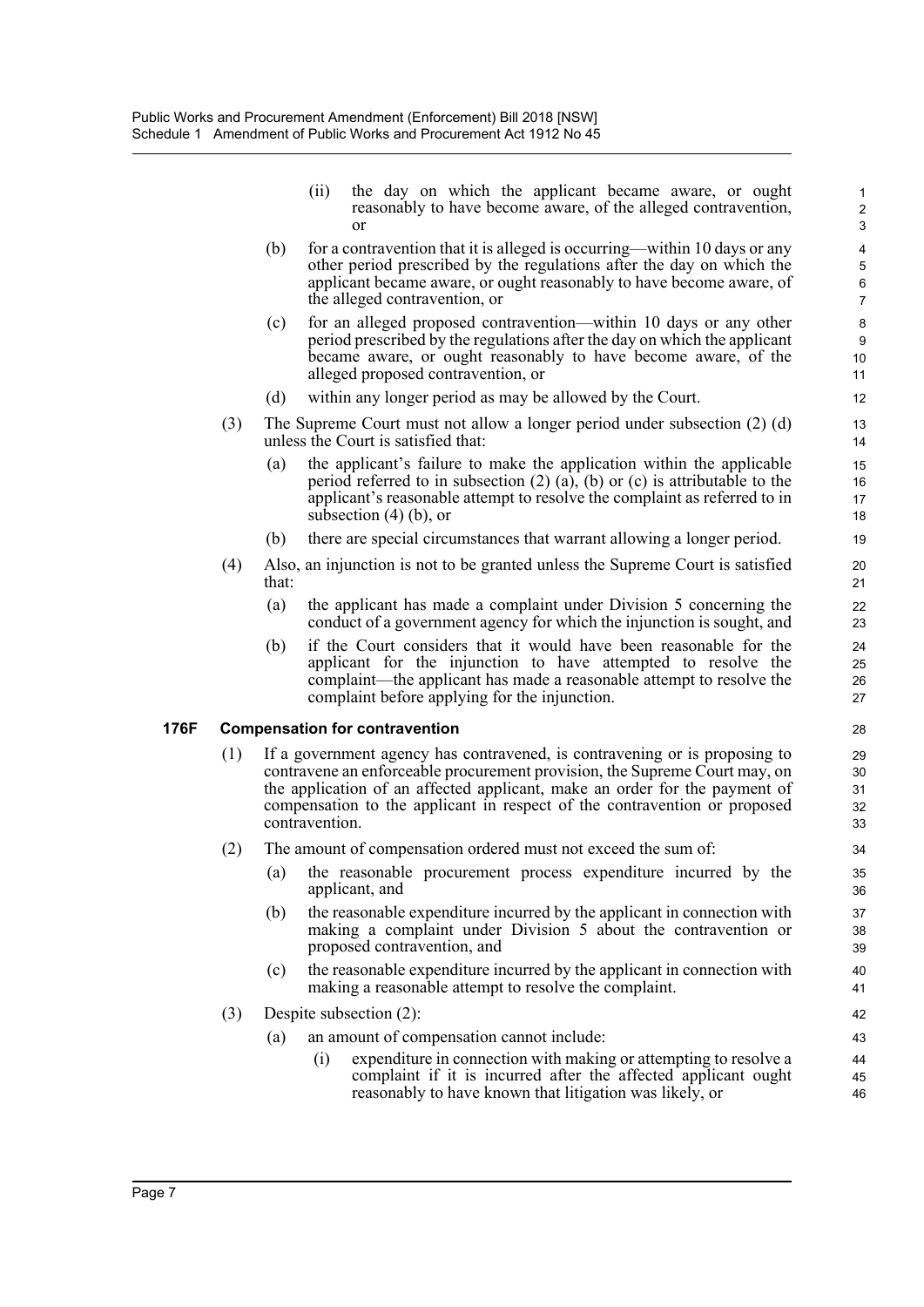(ii) the day on which the applicant became aware, or ought reasonably to have become aware, of the alleged contravention, or

(b) for a contravention that it is alleged is occurring—within 10 days or any other period prescribed by the regulations after the day on which the applicant became aware, or ought reasonably to have become aware, of the alleged contravention, or

(c) for an alleged proposed contravention—within 10 days or any other period prescribed by the regulations after the day on which the applicant became aware, or ought reasonably to have become aware, of the alleged proposed contravention, or

(d) within any longer period as may be allowed by the Court.

(3) The Supreme Court must not allow a longer period under subsection (2) (d) unless the Court is satisfied that:

(a) the applicant's failure to make the application within the applicable period referred to in subsection (2) (a), (b) or (c) is attributable to the applicant's reasonable attempt to resolve the complaint as referred to in subsection (4) (b), or

(b) there are special circumstances that warrant allowing a longer period.

(4) Also, an injunction is not to be granted unless the Supreme Court is satisfied that:

(a) the applicant has made a complaint under Division 5 concerning the conduct of a government agency for which the injunction is sought, and

(b) if the Court considers that it would have been reasonable for the applicant for the injunction to have attempted to resolve the complaint—the applicant has made a reasonable attempt to resolve the complaint before applying for the injunction.

### 176F Compensation for contravention

(1) If a government agency has contravened, is contravening or is proposing to contravene an enforceable procurement provision, the Supreme Court may, on the application of an affected applicant, make an order for the payment of compensation to the applicant in respect of the contravention or proposed contravention.

(2) The amount of compensation ordered must not exceed the sum of:

(a) the reasonable procurement process expenditure incurred by the applicant, and

(b) the reasonable expenditure incurred by the applicant in connection with making a complaint under Division 5 about the contravention or proposed contravention, and

(c) the reasonable expenditure incurred by the applicant in connection with making a reasonable attempt to resolve the complaint.

(3) Despite subsection (2):

(a) an amount of compensation cannot include:

(i) expenditure in connection with making or attempting to resolve a complaint if it is incurred after the affected applicant ought reasonably to have known that litigation was likely, or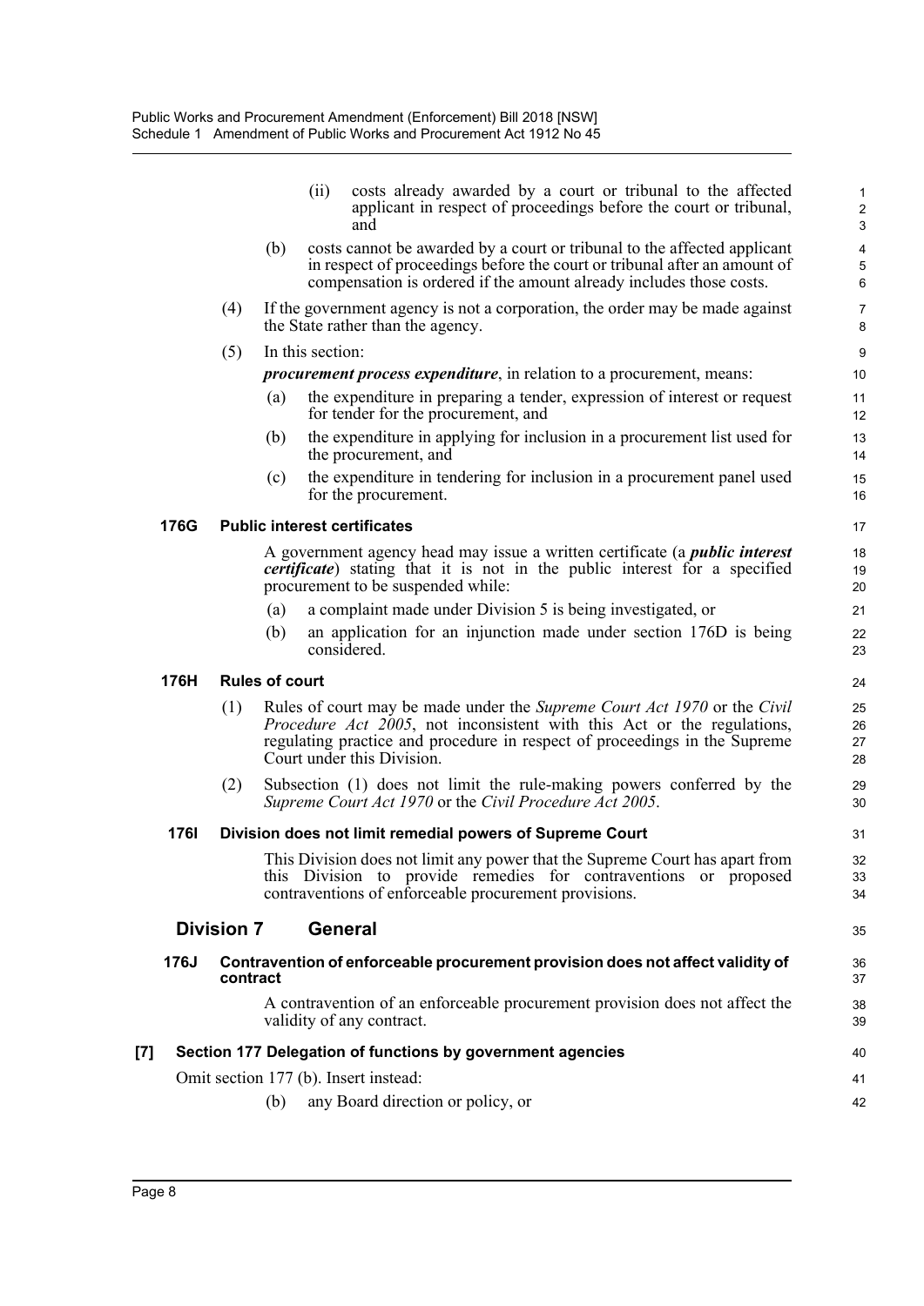(ii) costs already awarded by a court or tribunal to the affected applicant in respect of proceedings before the court or tribunal, and

(b) costs cannot be awarded by a court or tribunal to the affected applicant in respect of proceedings before the court or tribunal after an amount of compensation is ordered if the amount already includes those costs.

(4) If the government agency is not a corporation, the order may be made against the State rather than the agency.

(5) In this section:

***procurement process expenditure***, in relation to a procurement, means:

(a) the expenditure in preparing a tender, expression of interest or request for tender for the procurement, and

(b) the expenditure in applying for inclusion in a procurement list used for the procurement, and

(c) the expenditure in tendering for inclusion in a procurement panel used for the procurement.

#### 176G Public interest certificates

A government agency head may issue a written certificate (a ***public interest certificate***) stating that it is not in the public interest for a specified procurement to be suspended while:

(a) a complaint made under Division 5 is being investigated, or

(b) an application for an injunction made under section 176D is being considered.

#### 176H Rules of court

(1) Rules of court may be made under the *Supreme Court Act 1970* or the *Civil Procedure Act 2005*, not inconsistent with this Act or the regulations, regulating practice and procedure in respect of proceedings in the Supreme Court under this Division.

(2) Subsection (1) does not limit the rule-making powers conferred by the *Supreme Court Act 1970* or the *Civil Procedure Act 2005*.

#### 176I Division does not limit remedial powers of Supreme Court

This Division does not limit any power that the Supreme Court has apart from this Division to provide remedies for contraventions or proposed contraventions of enforceable procurement provisions.

### Division 7 General

#### 176J Contravention of enforceable procurement provision does not affect validity of contract

A contravention of an enforceable procurement provision does not affect the validity of any contract.

### [7] Section 177 Delegation of functions by government agencies

Omit section 177 (b). Insert instead:

(b) any Board direction or policy, or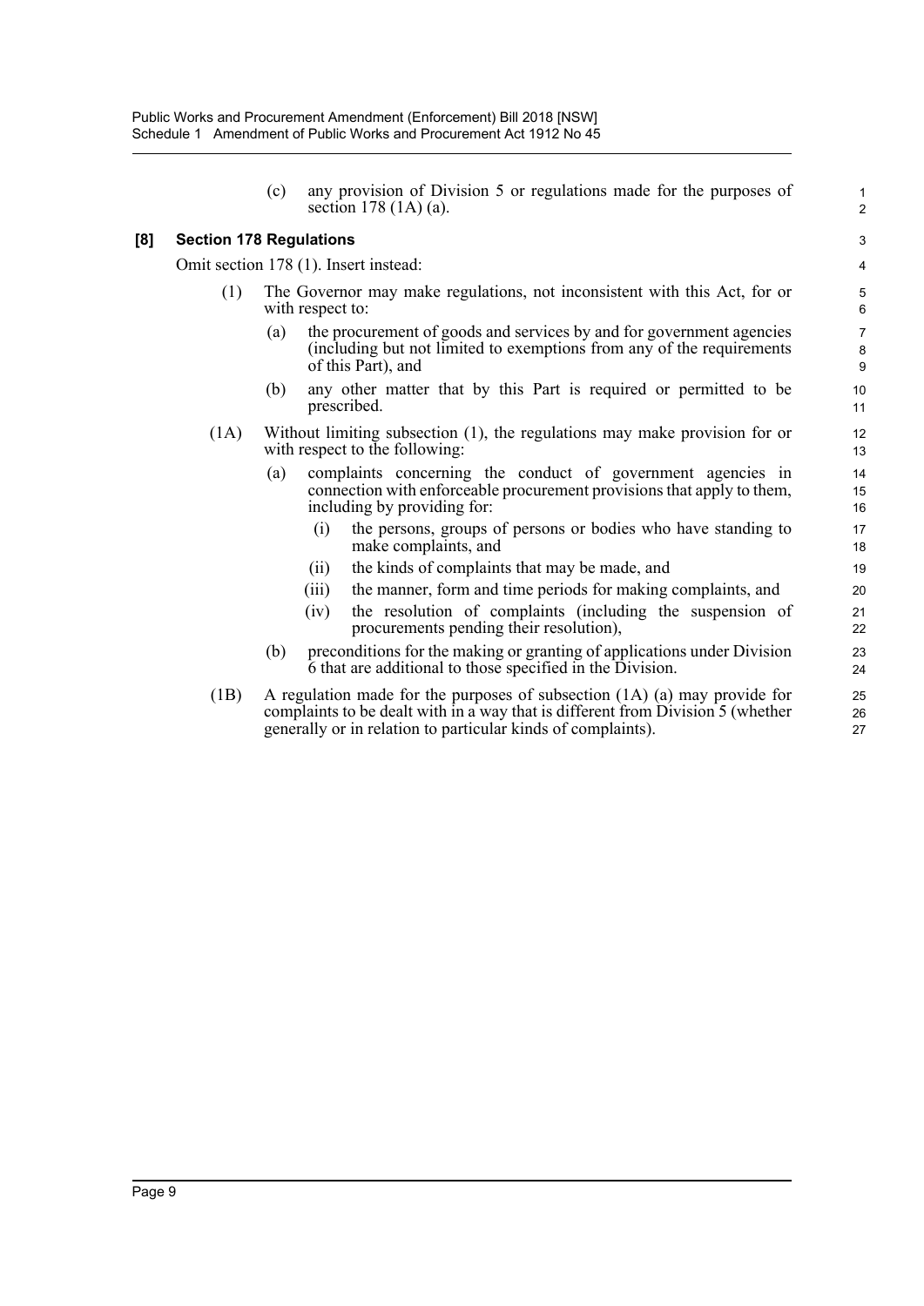(c) any provision of Division 5 or regulations made for the purposes of section 178 (1A) (a).

**[8] Section 178 Regulations**

Omit section 178 (1). Insert instead:

(1) The Governor may make regulations, not inconsistent with this Act, for or with respect to:

(a) the procurement of goods and services by and for government agencies (including but not limited to exemptions from any of the requirements of this Part), and

(b) any other matter that by this Part is required or permitted to be prescribed.

(1A) Without limiting subsection (1), the regulations may make provision for or with respect to the following:

(a) complaints concerning the conduct of government agencies in connection with enforceable procurement provisions that apply to them, including by providing for:

(i) the persons, groups of persons or bodies who have standing to make complaints, and

(ii) the kinds of complaints that may be made, and

(iii) the manner, form and time periods for making complaints, and

(iv) the resolution of complaints (including the suspension of procurements pending their resolution),

(b) preconditions for the making or granting of applications under Division 6 that are additional to those specified in the Division.

(1B) A regulation made for the purposes of subsection (1A) (a) may provide for complaints to be dealt with in a way that is different from Division 5 (whether generally or in relation to particular kinds of complaints).